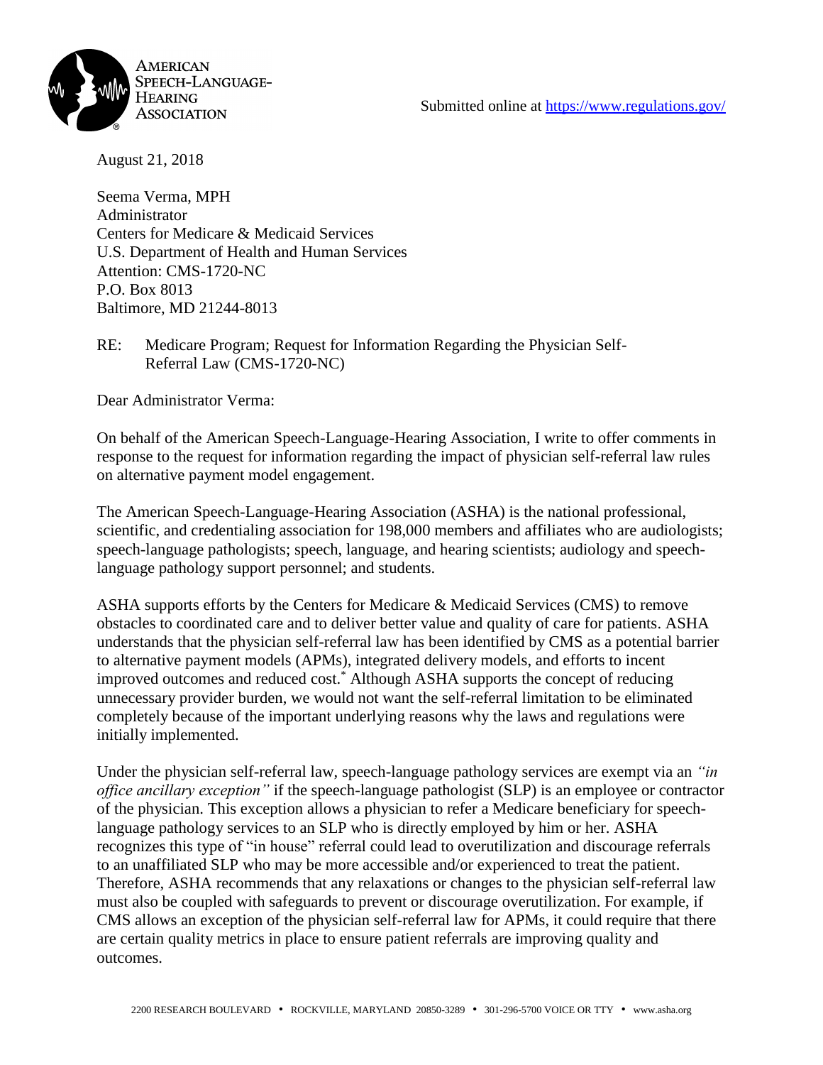American Speech-Language-Hearing Association

Submitted online at https://www.regulations.gov/

August 21, 2018

Seema Verma, MPH
Administrator
Centers for Medicare & Medicaid Services
U.S. Department of Health and Human Services
Attention: CMS-1720-NC
P.O. Box 8013
Baltimore, MD 21244-8013

RE: Medicare Program; Request for Information Regarding the Physician Self-Referral Law (CMS-1720-NC)

Dear Administrator Verma:

On behalf of the American Speech-Language-Hearing Association, I write to offer comments in response to the request for information regarding the impact of physician self-referral law rules on alternative payment model engagement.

The American Speech-Language-Hearing Association (ASHA) is the national professional, scientific, and credentialing association for 198,000 members and affiliates who are audiologists; speech-language pathologists; speech, language, and hearing scientists; audiology and speech-language pathology support personnel; and students.

ASHA supports efforts by the Centers for Medicare & Medicaid Services (CMS) to remove obstacles to coordinated care and to deliver better value and quality of care for patients. ASHA understands that the physician self-referral law has been identified by CMS as a potential barrier to alternative payment models (APMs), integrated delivery models, and efforts to incent improved outcomes and reduced cost.[*] Although ASHA supports the concept of reducing unnecessary provider burden, we would not want the self-referral limitation to be eliminated completely because of the important underlying reasons why the laws and regulations were initially implemented.

Under the physician self-referral law, speech-language pathology services are exempt via an *"in office ancillary exception"* if the speech-language pathologist (SLP) is an employee or contractor of the physician. This exception allows a physician to refer a Medicare beneficiary for speech-language pathology services to an SLP who is directly employed by him or her. ASHA recognizes this type of "in house" referral could lead to overutilization and discourage referrals to an unaffiliated SLP who may be more accessible and/or experienced to treat the patient. Therefore, ASHA recommends that any relaxations or changes to the physician self-referral law must also be coupled with safeguards to prevent or discourage overutilization. For example, if CMS allows an exception of the physician self-referral law for APMs, it could require that there are certain quality metrics in place to ensure patient referrals are improving quality and outcomes.

2200 RESEARCH BOULEVARD • ROCKVILLE, MARYLAND 20850-3289 • 301-296-5700 VOICE OR TTY • www.asha.org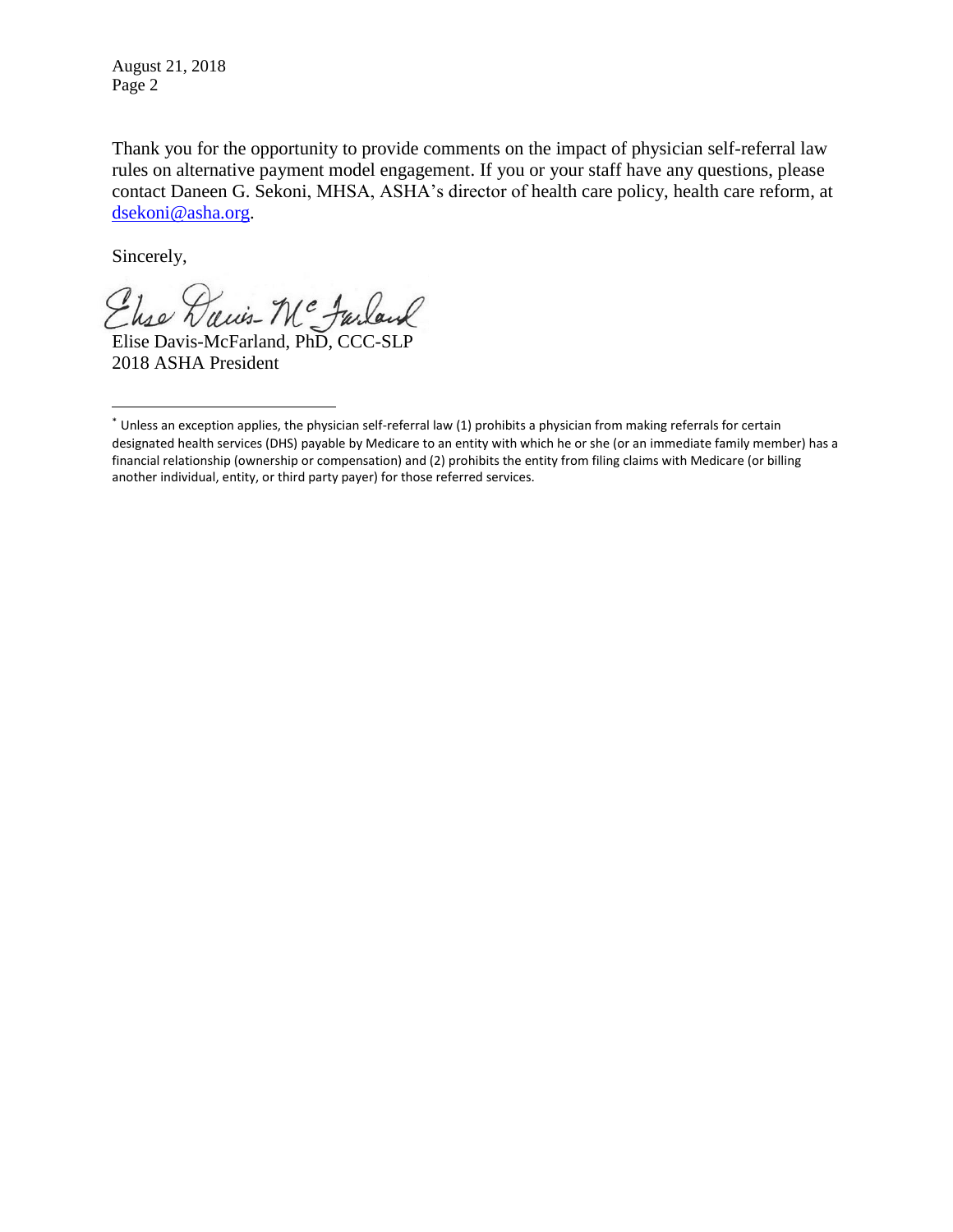Thank you for the opportunity to provide comments on the impact of physician self-referral law rules on alternative payment model engagement. If you or your staff have any questions, please contact Daneen G. Sekoni, MHSA, ASHA's director of health care policy, health care reform, at [dsekoni@asha.org](mailto:dsekoni@asha.org).

Sincerely,

Elise Davis-McFarland, PhD, CCC-SLP
2018 ASHA President

---

* Unless an exception applies, the physician self-referral law (1) prohibits a physician from making referrals for certain designated health services (DHS) payable by Medicare to an entity with which he or she (or an immediate family member) has a financial relationship (ownership or compensation) and (2) prohibits the entity from filing claims with Medicare (or billing another individual, entity, or third party payer) for those referred services.